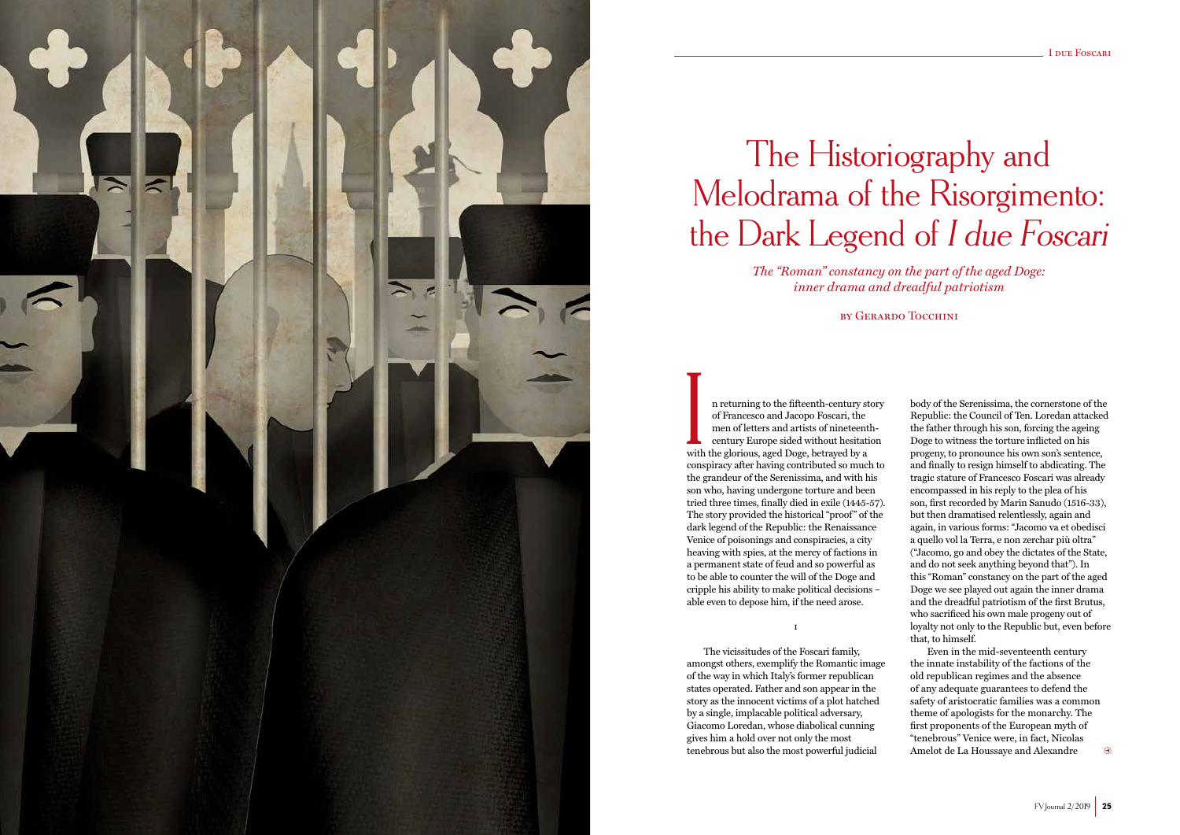# The Historiography and Melodrama of the Risorgimento: the Dark Legend of *I due Foscari*

*The "Roman" constancy on the part of the aged Doge: inner drama and dreadful patriotism*

by Gerardo Tocchini

In returning to the fifteenth-century story of Francesco and Jacopo Foscari, the men of letters and artists of nineteenth-century Europe sided without hesitation with the glorious, aged Doge, betrayed by a conspiracy after having contributed so much to the grandeur of the Serenissima, and with his son who, having undergone torture and been tried three times, finally died in exile (1445-57). The story provided the historical "proof" of the dark legend of the Republic: the Renaissance Venice of poisonings and conspiracies, a city heaving with spies, at the mercy of factions in a permanent state of feud and so powerful as to be able to counter the will of the Doge and cripple his ability to make political decisions – able even to depose him, if the need arose.

I

The vicissitudes of the Foscari family, amongst others, exemplify the Romantic image of the way in which Italy's former republican states operated. Father and son appear in the story as the innocent victims of a plot hatched by a single, implacable political adversary, Giacomo Loredan, whose diabolical cunning gives him a hold over not only the most tenebrous but also the most powerful judicial body of the Serenissima, the cornerstone of the Republic: the Council of Ten. Loredan attacked the father through his son, forcing the ageing Doge to witness the torture inflicted on his progeny, to pronounce his own son's sentence, and finally to resign himself to abdicating. The tragic stature of Francesco Foscari was already encompassed in his reply to the plea of his son, first recorded by Marin Sanudo (1516-33), but then dramatised relentlessly, again and again, in various forms: "Jacomo va et obedisci a quello vol la Terra, e non zerchar più oltra" ("Jacomo, go and obey the dictates of the State, and do not seek anything beyond that"). In this "Roman" constancy on the part of the aged Doge we see played out again the inner drama and the dreadful patriotism of the first Brutus, who sacrificed his own male progeny out of loyalty not only to the Republic but, even before that, to himself.

Even in the mid-seventeenth century the innate instability of the factions of the old republican regimes and the absence of any adequate guarantees to defend the safety of aristocratic families was a common theme of apologists for the monarchy. The first proponents of the European myth of "tenebrous" Venice were, in fact, Nicolas Amelot de La Houssaye and Alexandre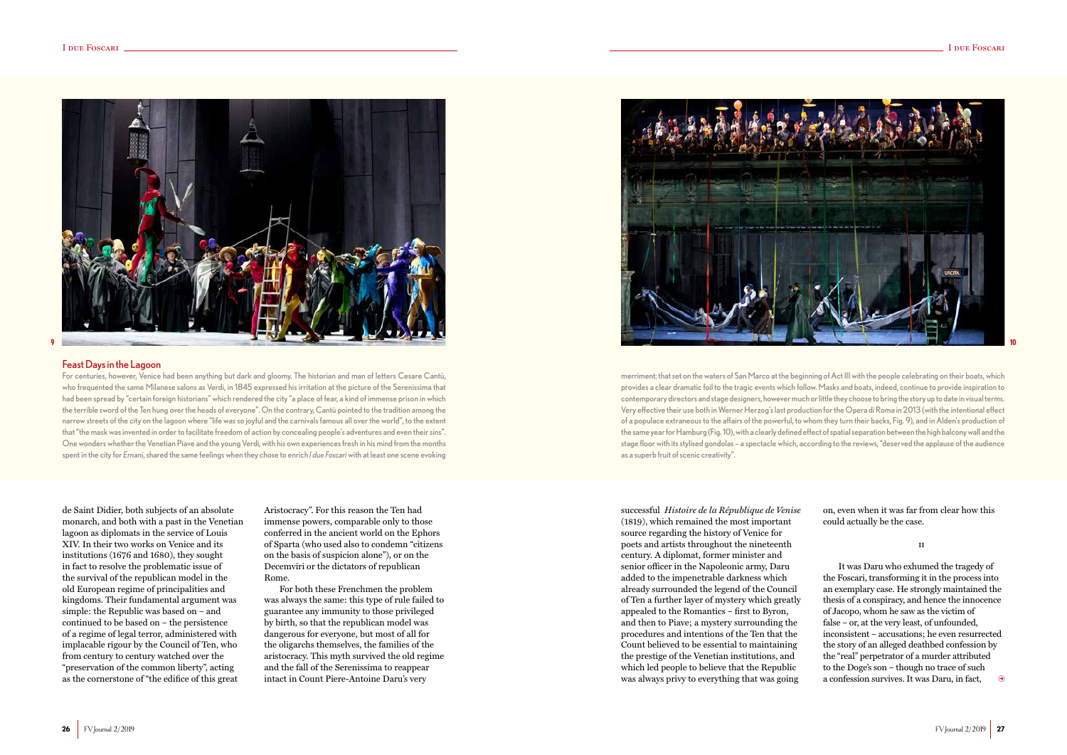## Feast Days in the Lagoon

For centuries, however, Venice had been anything but dark and gloomy. The historian and man of letters Cesare Cantù, who frequented the same Milanese salons as Verdi, in 1845 expressed his irritation at the picture of the Serenissima that had been spread by "certain foreign historians" which rendered the city "a place of fear, a kind of immense prison in which the terrible sword of the Ten hung over the heads of everyone". On the contrary, Cantù pointed to the tradition among the narrow streets of the city on the lagoon where "life was so joyful and the carnivals famous all over the world", to the extent that "the mask was invented in order to facilitate freedom of action by concealing people's adventures and even their sins". One wonders whether the Venetian Piave and the young Verdi, with his own experiences fresh in his mind from the months spent in the city for *Ernani*, shared the same feelings when they chose to enrich *I due Foscari* with at least one scene evoking merriment: that set on the waters of San Marco at the beginning of Act III with the people celebrating on their boats, which provides a clear dramatic foil to the tragic events which follow. Masks and boats, indeed, continue to provide inspiration to contemporary directors and stage designers, however much or little they choose to bring the story up to date in visual terms. Very effective their use both in Werner Herzog's last production for the Opera di Roma in 2013 (with the intentional effect of a populace extraneous to the affairs of the powerful, to whom they turn their backs, Fig. 9), and in Alden's production of the same year for Hamburg (Fig. 10), with a clearly defined effect of spatial separation between the high balcony wall and the stage floor with its stylised gondolas – a spectacle which, according to the reviews, "deserved the applause of the audience as a superb fruit of scenic creativity".

de Saint Didier, both subjects of an absolute monarch, and both with a past in the Venetian lagoon as diplomats in the service of Louis XIV. In their two works on Venice and its institutions (1676 and 1680), they sought in fact to resolve the problematic issue of the survival of the republican model in the old European regime of principalities and kingdoms. Their fundamental argument was simple: the Republic was based on – and continued to be based on – the persistence of a regime of legal terror, administered with implacable rigour by the Council of Ten, who from century to century watched over the "preservation of the common liberty", acting as the cornerstone of "the edifice of this great Aristocracy". For this reason the Ten had immense powers, comparable only to those conferred in the ancient world on the Ephors of Sparta (who used also to condemn "citizens on the basis of suspicion alone"), or on the Decemviri or the dictators of republican Rome.

For both these Frenchmen the problem was always the same: this type of rule failed to guarantee any immunity to those privileged by birth, so that the republican model was dangerous for everyone, but most of all for the oligarchs themselves, the families of the aristocracy. This myth survived the old regime and the fall of the Serenissima to reappear intact in Count Piere-Antoine Daru's very successful *Histoire de la République de Venise* (1819), which remained the most important source regarding the history of Venice for poets and artists throughout the nineteenth century. A diplomat, former minister and senior officer in the Napoleonic army, Daru added to the impenetrable darkness which already surrounded the legend of the Council of Ten a further layer of mystery which greatly appealed to the Romantics – first to Byron, and then to Piave; a mystery surrounding the procedures and intentions of the Ten that the Count believed to be essential to maintaining the prestige of the Venetian institutions, and which led people to believe that the Republic was always privy to everything that was going on, even when it was far from clear how this could actually be the case.

II

It was Daru who exhumed the tragedy of the Foscari, transforming it in the process into an exemplary case. He strongly maintained the thesis of a conspiracy, and hence the innocence of Jacopo, whom he saw as the victim of false – or, at the very least, of unfounded, inconsistent – accusations; he even resurrected the story of an alleged deathbed confession by the "real" perpetrator of a murder attributed to the Doge's son – though no trace of such a confession survives. It was Daru, in fact,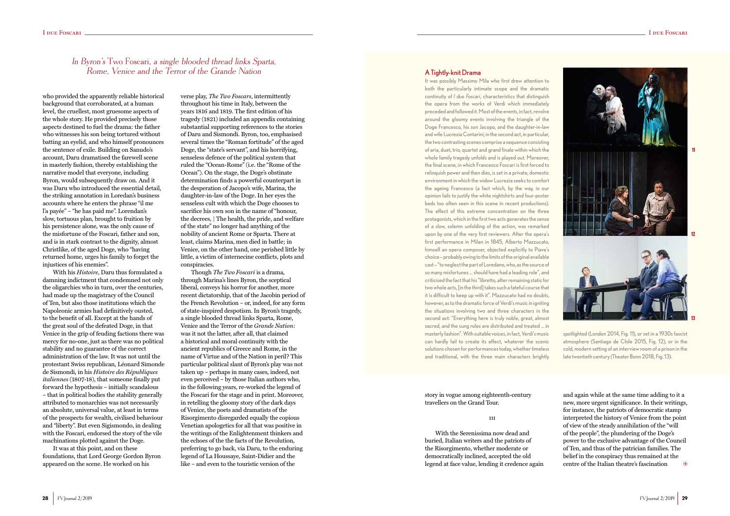*In Byron's* Two Foscari*, a single blooded thread links Sparta, Rome, Venice and the Terror of the Grande Nation*

who provided the apparently reliable historical background that corroborated, at a human level, the cruellest, most gruesome aspects of the whole story. He provided precisely those aspects destined to fuel the drama: the father who witnesses his son being tortured without batting an eyelid, and who himself pronounces the sentence of exile. Building on Sanudo's account, Daru dramatised the farewell scene in masterly fashion, thereby establishing the narrative model that everyone, including Byron, would subsequently draw on. And it was Daru who introduced the essential detail, the striking annotation in Loredan's business accounts where he enters the phrase "il me l'a payée" – "he has paid me". Lorendan's slow, tortuous plan, brought to fruition by his persistence alone, was the only cause of the misfortune of the Foscari, father and son, and is in stark contrast to the dignity, almost Christlike, of the aged Doge, who "having returned home, urges his family to forget the injustices of his enemies".

With his *Histoire*, Daru thus formulated a damning indictment that condemned not only the oligarchies who in turn, over the centuries, had made up the magistracy of the Council of Ten, but also those institutions which the Napoleonic armies had definitively ousted, to the benefit of all. Except at the hands of the great soul of the defeated Doge, in that Venice in the grip of feuding factions there was mercy for no-one, just as there was no political stability and no guarantee of the correct administration of the law. It was not until the protestant Swiss republican, Léonard Simonde de Sismondi, in his *Histoire des Républiques italiennes* (1807-18), that someone finally put forward the hypothesis – initially scandalous – that in political bodies the stability generally attributed to monarchies was not necessarily an absolute, universal value, at least in terms of the prospects for wealth, civilised behaviour and "liberty". But even Sigismondo, in dealing with the Foscari, endorsed the story of the vile machinations plotted against the Doge.

It was at this point, and on these foundations, that Lord George Gordon Byron appeared on the scene. He worked on his verse play, *The Two Foscarss*, intermittently throughout his time in Italy, between the years 1816 and 1819. The first edition of his tragedy (1821) included an appendix containing substantial supporting references to the stories of Daru and Sismondi. Byron, too, emphasised several times the "Roman fortitude" of the aged Doge, the "state's servant", and his horrifying, senseless defence of the political system that ruled the "Ocean-Rome" (i.e. the "Rome of the Ocean"). On the stage, the Doge's obstinate determination finds a powerful counterpart in the desperation of Jacopo's wife, Marina, the daughter-in-law of the Doge. In her eyes the senseless cult with which the Doge chooses to sacrifice his own son in the name of "honour, the decrees, | The health, the pride, and welfare of the state" no longer had anything of the nobility of ancient Rome or Sparta. There at least, claims Marina, men died in battle; in Venice, on the other hand, one perished little by little, a victim of internecine conflicts, plots and conspiracies.

Though *The Two Foscari* is a drama, through Marina's lines Byron, the sceptical liberal, conveys his horror for another, more recent dictatorship, that of the Jacobin period of the French Revolution – or, indeed, for any form of state-inspired despotism. In Byron's tragedy, a single blooded thread links Sparta, Rome, Venice and the Terror of the *Grande Nation*: was it not the latter, after all, that claimed a historical and moral continuity with the ancient republics of Greece and Rome, in the name of Virtue and of the Nation in peril? This particular political slant of Byron's play was not taken up – perhaps in many cases, indeed, not even perceived – by those Italian authors who, in the following years, re-worked the legend of the Foscari for the stage and in print. Moreover, in retelling the gloomy story of the dark days of Venice, the poets and dramatists of the Risorgimento disregarded equally the copious Venetian apologetics for all that was positive in the writings of the Enlightenment thinkers and the echoes of the the facts of the Revolution, preferring to go back, via Daru, to the enduring legend of La Houssaye, Saint-Didier and the like – and even to the touristic version of the story in vogue among eighteenth-century travellers on the Grand Tour.

### A Tightly-knit Drama

It was possibly Massimo Mila who first drew attention to both the particularly intimate scope and the dramatic continuity of *I due Foscari*, characteristics that distinguish the opera from the works of Verdi which immediately preceded and followed it. Most of the events, in fact, revolve around the gloomy events involving the triangle of the Doge Francesco, his son Jacopo, and the daughter-in-law and wife Lucrezia Contarini; in the second act, in particular, the two contrasting scenes comprise a sequence consisting of aria, duet, trio, quartet and grand finale within which the whole family tragedy unfolds and is played out. Moreover, the final scene, in which Francesco Foscari is first forced to relinquish power and then dies, is set in a private, domestic environment in which the widow Lucrezia seeks to comfort the ageing Francesco (a fact which, by the way, in our opinion fails to justify the white nightshirts and four-poster beds too often seen in this scene in recent productions). The effect of this extreme concentration on the three protagonists, which in the first two acts generates the sense of a slow, solemn unfolding of the action, was remarked upon by one of the very first reviewers. After the opera's first performance in Milan in 1845, Alberto Mazzucato, himself an opera composer, objected explicitly to Piave's choice – probably owing to the limits of the original available cast – "to neglect the part of Loredano, who, as the source of so many misfortunes ... should have had a leading role", and criticised the fact that his "libretto, after remaining static for two whole acts, [in the third] takes such a fateful course that it is difficult to keep up with it". Mazzucato had no doubts, however, as to the dramatic force of Verdi's music in igniting the situations involving two and three characters in the second act: "Everything here is truly noble, great, almost sacred, and the sung roles are distributed and treated ... in masterly fashion". With suitable voices, in fact, Verdi's music can hardly fail to create its effect, whatever the scenic solutions chosen for performances today, whether timeless and traditional, with the three main characters brightly spotlighted (London 2014, Fig. 11), or set in a 1930s fascist atmosphere (Santiago de Chile 2015, Fig. 12), or in the cold, modern setting of an interview room of a prison in the late twentieth century (Theater Bonn 2018, Fig. 13).

III

With the Serenissima now dead and buried, Italian writers and the patriots of the Risorgimento, whether moderate or democratically inclined, accepted the old legend at face value, lending it credence again and again while at the same time adding to it a new, more urgent significance. In their writings, for instance, the patriots of democratic stamp interpreted the history of Venice from the point of view of the steady annihilation of the "will of the people", the plundering of the Doge's power to the exclusive advantage of the Council of Ten, and thus of the patrician families. The belief in the conspiracy thus remained at the centre of the Italian theatre's fascination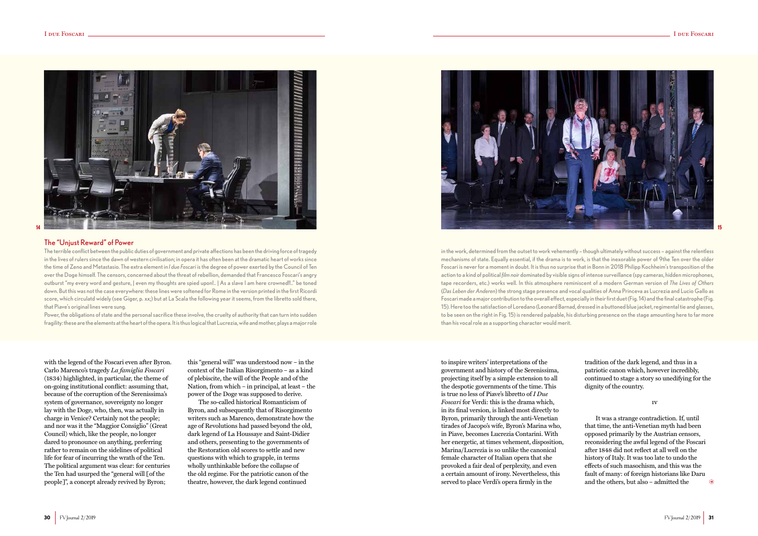## The "Unjust Reward" of Power

The terrible conflict between the public duties of government and private affections has been the driving force of tragedy in the lives of rulers since the dawn of western civilisation; in opera it has often been at the dramatic heart of works since the time of Zeno and Metastasio. The extra element in *I due Foscari* is the degree of power exerted by the Council of Ten over the Doge himself. The censors, concerned about the threat of rebellion, demanded that Francesco Foscari's angry outburst "my every word and gesture, | even my thoughts are spied upon!.. | As a slave I am here crowned!!.." be toned down. But this was not the case everywhere: these lines were softened for Rome in the version printed in the first Ricordi score, which circulatd widely (see Giger, p. xx;) but at La Scala the following year it seems, from the libretto sold there, that Piave's original lines were sung.

Power, the obligations of state and the personal sacrifice these involve, the cruelty of authority that can turn into sudden fragility: these are the elements at the heart of the opera. It is thus logical that Lucrezia, wife and mother, plays a major role in the work, determined from the outset to work vehemently – though ultimately without success – against the relentless mechanisms of state. Equally essential, if the drama is to work, is that the inexorable power of 9the Ten over the older Foscari is never for a moment in doubt. It is thus no surprise that in Bonn in 2018 Philipp Kochheim's transposition of the action to a kind of political *film noir* dominated by visible signs of intense surveillance (spy cameras, hidden microphones, tape recorders, etc.) works well. In this atmosphere reminiscent of a modern German version of *The Lives of Others* (*Das Leben der Anderen*) the strong stage presence and vocal qualities of Anna Princeva as Lucrezia and Lucio Gallo as Foscari made a major contribution to the overall effect, especially in their first duet (Fig. 14) and the final catastrophe (Fig. 15). Here too the satisfaction of Loredano (Leonard Barnad, dressed in a buttoned blue jacket, regimental tie and glasses, to be seen on the right in Fig. 15) is rendered palpable, his disturbing presence on the stage amounting here to far more than his vocal role as a supporting character would merit.

with the legend of the Foscari even after Byron. Carlo Marenco's tragedy *La famiglia Foscari* (1834) highlighted, in particular, the theme of on-going institutional conflict: assuming that, because of the corruption of the Serenissima's system of governance, sovereignty no longer lay with the Doge, who, then, was actually in charge in Venice? Certainly not the people; and nor was it the "Maggior Consiglio" (Great Council) which, like the people, no longer dared to pronounce on anything, preferring rather to remain on the sidelines of political life for fear of incurring the wrath of the Ten. The political argument was clear: for centuries the Ten had usurped the "general will [of the people]", a concept already revived by Byron; this "general will" was understood now – in the context of the Italian Risorgimento – as a kind of plebiscite, the will of the People and of the Nation, from which – in principal, at least – the power of the Doge was supposed to derive.

The so-called historical Romanticism of Byron, and subsequently that of Risorgimento writers such as Marenco, demonstrate how the age of Revolutions had passed beyond the old, dark legend of La Houssaye and Saint-Didier and others, presenting to the governments of the Restoration old scores to settle and new questions with which to grapple, in terms wholly unthinkable before the collapse of the old regime. For the patriotic canon of the theatre, however, the dark legend continued to inspire writers' interpretations of the government and history of the Serenissima, projecting itself by a simple extension to all the despotic governments of the time. This is true no less of Piave's libretto of *I Due Foscari* for Verdi: this is the drama which, in its final version, is linked most directly to Byron, primarily through the anti-Venetian tirades of Jacopo's wife, Byron's Marina who, in Piave, becomes Lucrezia Contarini. With her energetic, at times vehement, disposition, Marina/Lucrezia is so unlike the canonical female character of Italian opera that she provoked a fair deal of perplexity, and even a certain amount of irony. Nevertheless, this served to place Verdi's opera firmly in the tradition of the dark legend, and thus in a patriotic canon which, however incredibly, continued to stage a story so unedifying for the dignity of the country.

IV

It was a strange contradiction. If, until that time, the anti-Venetian myth had been opposed primarily by the Austrian censors, reconsidering the awful legend of the Foscari after 1848 did not reflect at all well on the history of Italy. It was too late to undo the effects of such masochism, and this was the fault of many: of foreign historians like Daru and the others, but also – admitted the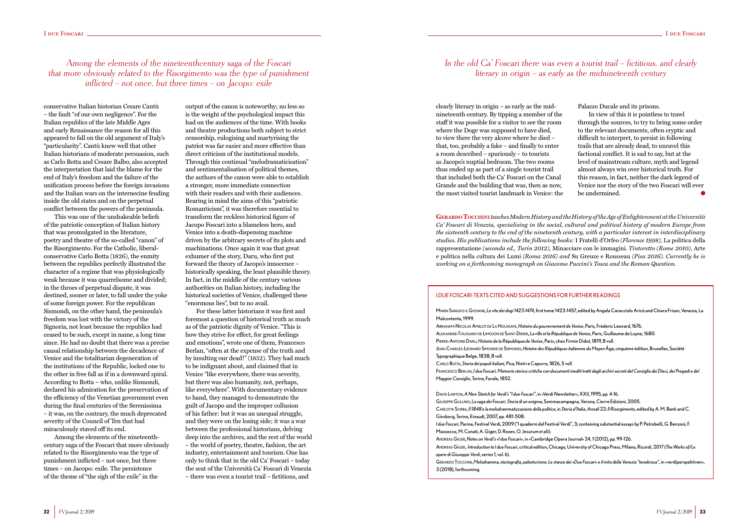*Among the elements of the nineteenthcentury saga of the Foscari that more obviously related to the Risorgimento was the type of punishment inflicted – not once, but three times – on Jacopo: exile*

conservative Italian historian Cesare Cantù – the fault "of our own negligence". For the Italian republics of the late Middle Ages and early Renaissance the reason for all this appeared to fall on the old argument of Italy's "particularity". Cantù knew well that other Italian historians of moderate persuasion, such as Carlo Botta and Cesare Balbo, also accepted the interpretation that laid the blame for the end of Italy's freedom and the failure of the unification process before the foreign invasions and the Italian wars on the internecine feuding inside the old states and on the perpetual conflict between the powers of the peninsula.

This was one of the unshakeable beliefs of the patriotic conception of Italian history that was promulgated in the literature, poetry and theatre of the so-called "canon" of the Risorgimento. For the Catholic, liberal-conservative Carlo Botta (1826), the enmity between the republics perfectly illustrated the character of a regime that was physiologically weak because it was quarrelsome and divided; in the throes of perpetual dispute, it was destined, sooner or later, to fall under the yoke of some foreign power. For the republican Sismondi, on the other hand, the peninsula's freedom was lost with the victory of the Signoria, not least because the republics had ceased to be such, except in name, a long time since. He had no doubt that there was a precise causal relationship between the decadence of Venice and the totalitarian degeneration of the institutions of the Republic, locked one to the other in free fall as if in a downward spiral. According to Botta – who, unlike Sismondi, declared his admiration for the preservation of the efficiency of the Venetian government even during the final centuries of the Serenissima – it was, on the contrary, the much deprecated severity of the Council of Ten that had miraculously staved off its end.

Among the elements of the nineteenth-century saga of the Foscari that more obviously related to the Risorgimento was the type of punishment inflicted – not once, but three times – on Jacopo: exile. The persistence of the theme of "the sigh of the exile" in the output of the canon is noteworthy; no less so is the weight of the psychological impact this had on the audiences of the time. With books and theatre productions both subject to strict censorship, eulogising and martyrising the patriot was far easier and more effective than direct criticism of the institutional models. Through this continual "melodramaticisation" and sentimentalisation of political themes, the authors of the canon were able to establish a stronger, more immediate connection with their readers and with their audiences. Bearing in mind the aims of this "patriotic Romanticism", it was therefore essential to transform the reckless historical figure of Jacopo Foscari into a blameless hero, and Venice into a death-dispensing machine driven by the arbitrary secrets of its plots and machinations. Once again it was that great exhumer of the story, Daru, who first put forward the theory of Jacopo's innocence – historically speaking, the least plausible theory. In fact, in the middle of the century various authorities on Italian history, including the historical societies of Venice, challenged these "enormous lies", but to no avail.

For these latter historians it was first and foremost a question of historical truth as much as of the patriotic dignity of Venice. "This is how they strive for effect, for great feelings and emotions", wrote one of them, Francesco Berlan, "often at the expense of the truth and by insulting our dead!" (1852). They had much to be indignant about, and claimed that in Venice "like everywhere, there was severity, but there was also humanity, not, perhaps, like everywhere". With documentary evidence to hand, they managed to demonstrate the guilt of Jacopo and the improper collusion of his father: but it was an unequal struggle, and they were on the losing side; it was a war between the professional historians, delving deep into the archives, and the rest of the world – the world of poetry, theatre, fashion, the art industry, entertainment and tourism. One has only to think that in the old Ca' Foscari – today the seat of the Università Ca' Foscari di Venezia – there was even a tourist trail – fictitious, and clearly literary in origin – as early as the mid-nineteenth century. By tipping a member of the staff it was possible for a visitor to see the room where the Doge was supposed to have died, to view there the very alcove where he died – that, too, probably a fake – and finally to enter a room described – spuriously – to tourists as Jacopo's nuptial bedroom. The two rooms thus ended up as part of a single tourist trail that included both the Ca' Foscari on the Canal Grande and the building that was, then as now, the most visited tourist landmark in Venice: the Palazzo Ducale and its prisons.

*In the old Ca' Foscari there was even a tourist trail – fictitious, and clearly literary in origin – as early as the midnineteenth century*

In view of this it is pointless to trawl through the sources, to try to bring some order to the relevant documents, often cryptic and difficult to interpret, to persist in following trails that are already dead, to unravel this factional conflict. It is sad to say, but at the level of mainstream culture, myth and legend almost always win over historical truth. For this reason, in fact, neither the dark legend of Venice nor the story of the two Foscari will ever be undermined.

**Gerardo Tocchini** *teaches Modern History and the History of the Age of Enlightenment at the Università Ca' Foscari di Venezia, specialising in the social, cultural and political history of modern Europe from the sixteenth century to the end of the nineteenth century, with a particular interest in interdisciplinary studies. His publications include the following books:* I Fratelli d'Orfeo *(Florence 1998),* La politica della rappresentazione *(seconda ed., Turin 2012),* Minacciare con le immagini. Tintoretto *(Rome 2010),* Arte e politica nella cultura dei Lumi *(Roma 2016) and* Su Greuze e Rousseau *(Pisa 2016). Currently he is working on a forthcoming monograph on Giacomo Puccini's Tosca and the Roman Question.*

## *I DUE FOSCARI*: TEXTS CITED AND SUGGESTIONS FOR FURTHER READINGS

Marin Sanudo il Giovane, *Le vite dei dogi 1423-1474*, first tome 1423-1457, edited by Angela Caracciolo Aricò and Chiara Frison, Venezia, La Malcontenta, 1999.

Abraham-Nicolas Amelot de La Houssaye, *Histoire du gouvernement de Venise*, Paris, Fréderic Leonard, 1676.

Alexandre-Toussaint de Limojon de Saint-Didier, *La ville et la République de Venise*, Paris, Guillaume de Luyne, 1680.

Pierre-Antoine Daru, *Histoire de la République de Venise*, Paris, chez Firmin Didot, 1819, 8 voll.

Jean-Charles-Léonard Simonde de Sismondi, *Histoire des Républiques italiennes du Moyen Âge*, *cinquième* édition, Bruxelles, Société Typographique Belge, 1838, 8 voll.

Carlo Botta, *Storia dei popoli italiani*, Pisa, Nistri e Capurro, 1826, 5 voll.

Francesco Berlan, *I due Foscari. Memorie storico-critiche con documenti inediti tratti dagli archivi secreti del Consiglio dei Dieci, dei Pregadi e del Maggior Consiglio*, Torino, Favale, 1852.

David Lawton, *A New Sketch for Verdi's "I due Foscari"*, in «Verdi Newsletter», XXII, 1995, pp. 4-16.

Giuseppe Gullino, *La saga dei Foscari. Storia di un enigma*, Sommacampagna, Verona, Cierre Edizioni, 2005.

Carlotta Sorba, *Il 1848 e la melodrammatizzazione della politica*, in *Storia d'Italia*, *Annali* 22: *Il Risorgimento*, edited by A. M. Banti and C. Ginsborg, Torino, Einaudi, 2007, pp. 481-508.

*I due Foscari*, Parma, Festival Verdi, 2009 ("I quaderni del Festival Verdi", 3; containing substantial essays by P. Petrobelli, G. Benzoni, F. Mazzocca, M. Conati, A. Giger, D. Rosen, O. Jesurum *et alii*).

Andreas Giger, *Notes on Verdi's «I due Foscari»*, in «Cambridge Opera Journal» 24, 1 (2012), pp. 99-126.

Andreas Giger, *Introduction to I due Foscari*, critical edition, Chicago, University of Chicago Press, Milano, Ricordi, 2017 (*The Works of/Le opere di Giuseppe Verdi*, series 1, vol. 6).

Gerardo Tocchini, *Melodramma, storiografia, paleoturismo. Le stanze dei «Due Foscari» e il mito della Venezia "tenebrosa"*, in «verdiperspektiven», 3 (2018), forthcoming.